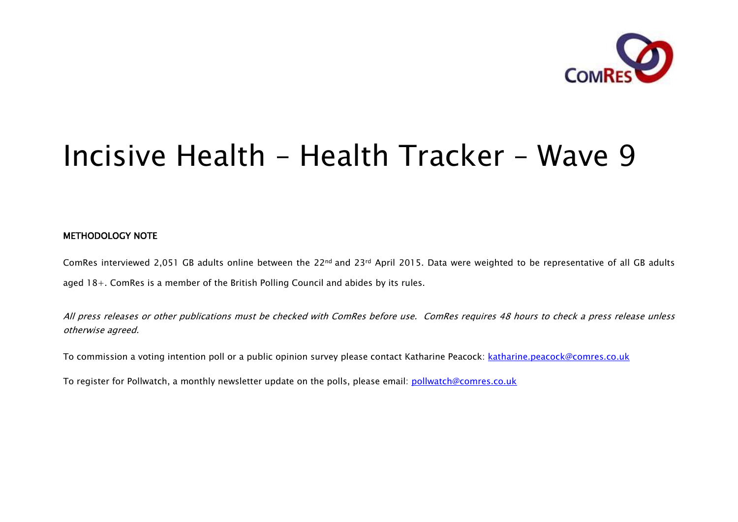# Incisive Health – Health Tracker – Wave 9

**METHODOLOGY NOTE**

ComRes interviewed 2,051 GB adults online between the 22nd and 23rd April 2015. Data were weighted to be representative of all GB adults aged 18+. ComRes is a member of the British Polling Council and abides by its rules.

*All press releases or other publications must be checked with ComRes before use. ComRes requires 48 hours to check a press release unless otherwise agreed.*

To commission a voting intention poll or a public opinion survey please contact Katharine Peacock: katharine.peacock@comres.co.uk

To register for Pollwatch, a monthly newsletter update on the polls, please email: pollwatch@comres.co.uk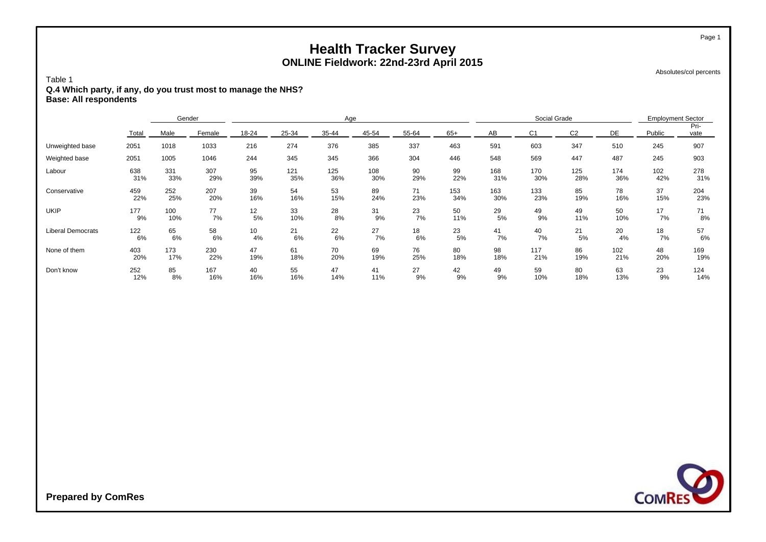# Health Tracker Survey
## ONLINE Fieldwork: 22nd-23rd April 2015

Absolutes/col percents

Table 1
**Q.4 Which party, if any, do you trust most to manage the NHS?**
**Base: All respondents**

| | | Gender | | Age | | | | | | Social Grade | | | | Employment Sector | |
|---|---|---|---|---|---|---|---|---|---|---|---|---|---|---|---|
| | Total | Male | Female | 18-24 | 25-34 | 35-44 | 45-54 | 55-64 | 65+ | AB | C1 | C2 | DE | Public | Pri-vate |
| Unweighted base | 2051 | 1018 | 1033 | 216 | 274 | 376 | 385 | 337 | 463 | 591 | 603 | 347 | 510 | 245 | 907 |
| Weighted base | 2051 | 1005 | 1046 | 244 | 345 | 345 | 366 | 304 | 446 | 548 | 569 | 447 | 487 | 245 | 903 |
| Labour | 638 | 331 | 307 | 95 | 121 | 125 | 108 | 90 | 99 | 168 | 170 | 125 | 174 | 102 | 278 |
| | 31% | 33% | 29% | 39% | 35% | 36% | 30% | 29% | 22% | 31% | 30% | 28% | 36% | 42% | 31% |
| Conservative | 459 | 252 | 207 | 39 | 54 | 53 | 89 | 71 | 153 | 163 | 133 | 85 | 78 | 37 | 204 |
| | 22% | 25% | 20% | 16% | 16% | 15% | 24% | 23% | 34% | 30% | 23% | 19% | 16% | 15% | 23% |
| UKIP | 177 | 100 | 77 | 12 | 33 | 28 | 31 | 23 | 50 | 29 | 49 | 49 | 50 | 17 | 71 |
| | 9% | 10% | 7% | 5% | 10% | 8% | 9% | 7% | 11% | 5% | 9% | 11% | 10% | 7% | 8% |
| Liberal Democrats | 122 | 65 | 58 | 10 | 21 | 22 | 27 | 18 | 23 | 41 | 40 | 21 | 20 | 18 | 57 |
| | 6% | 6% | 6% | 4% | 6% | 6% | 7% | 6% | 5% | 7% | 7% | 5% | 4% | 7% | 6% |
| None of them | 403 | 173 | 230 | 47 | 61 | 70 | 69 | 76 | 80 | 98 | 117 | 86 | 102 | 48 | 169 |
| | 20% | 17% | 22% | 19% | 18% | 20% | 19% | 25% | 18% | 18% | 21% | 19% | 21% | 20% | 19% |
| Don't know | 252 | 85 | 167 | 40 | 55 | 47 | 41 | 27 | 42 | 49 | 59 | 80 | 63 | 23 | 124 |
| | 12% | 8% | 16% | 16% | 16% | 14% | 11% | 9% | 9% | 9% | 10% | 18% | 13% | 9% | 14% |

**Prepared by ComRes**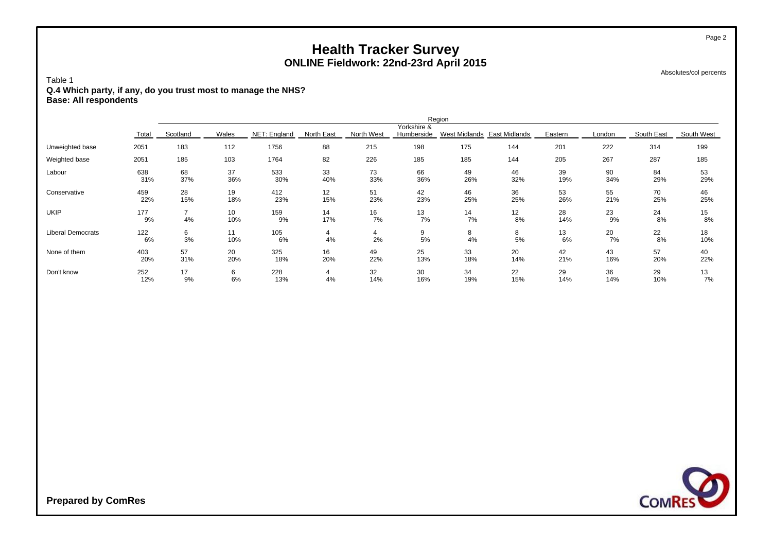# Health Tracker Survey
## ONLINE Fieldwork: 22nd-23rd April 2015

Absolutes/col percents

Table 1
**Q.4 Which party, if any, do you trust most to manage the NHS?**
**Base: All respondents**

| | Total | Region | | | | | | | | | | | |
|---|---|---|---|---|---|---|---|---|---|---|---|---|---|
| | | Scotland | Wales | NET: England | North East | North West | Yorkshire & Humberside | West Midlands | East Midlands | Eastern | London | South East | South West |
| Unweighted base | 2051 | 183 | 112 | 1756 | 88 | 215 | 198 | 175 | 144 | 201 | 222 | 314 | 199 |
| Weighted base | 2051 | 185 | 103 | 1764 | 82 | 226 | 185 | 185 | 144 | 205 | 267 | 287 | 185 |
| Labour | 638 | 68 | 37 | 533 | 33 | 73 | 66 | 49 | 46 | 39 | 90 | 84 | 53 |
| | 31% | 37% | 36% | 30% | 40% | 33% | 36% | 26% | 32% | 19% | 34% | 29% | 29% |
| Conservative | 459 | 28 | 19 | 412 | 12 | 51 | 42 | 46 | 36 | 53 | 55 | 70 | 46 |
| | 22% | 15% | 18% | 23% | 15% | 23% | 23% | 25% | 25% | 26% | 21% | 25% | 25% |
| UKIP | 177 | 7 | 10 | 159 | 14 | 16 | 13 | 14 | 12 | 28 | 23 | 24 | 15 |
| | 9% | 4% | 10% | 9% | 17% | 7% | 7% | 7% | 8% | 14% | 9% | 8% | 8% |
| Liberal Democrats | 122 | 6 | 11 | 105 | 4 | 4 | 9 | 8 | 8 | 13 | 20 | 22 | 18 |
| | 6% | 3% | 10% | 6% | 4% | 2% | 5% | 4% | 5% | 6% | 7% | 8% | 10% |
| None of them | 403 | 57 | 20 | 325 | 16 | 49 | 25 | 33 | 20 | 42 | 43 | 57 | 40 |
| | 20% | 31% | 20% | 18% | 20% | 22% | 13% | 18% | 14% | 21% | 16% | 20% | 22% |
| Don't know | 252 | 17 | 6 | 228 | 4 | 32 | 30 | 34 | 22 | 29 | 36 | 29 | 13 |
| | 12% | 9% | 6% | 13% | 4% | 14% | 16% | 19% | 15% | 14% | 14% | 10% | 7% |

**Prepared by ComRes**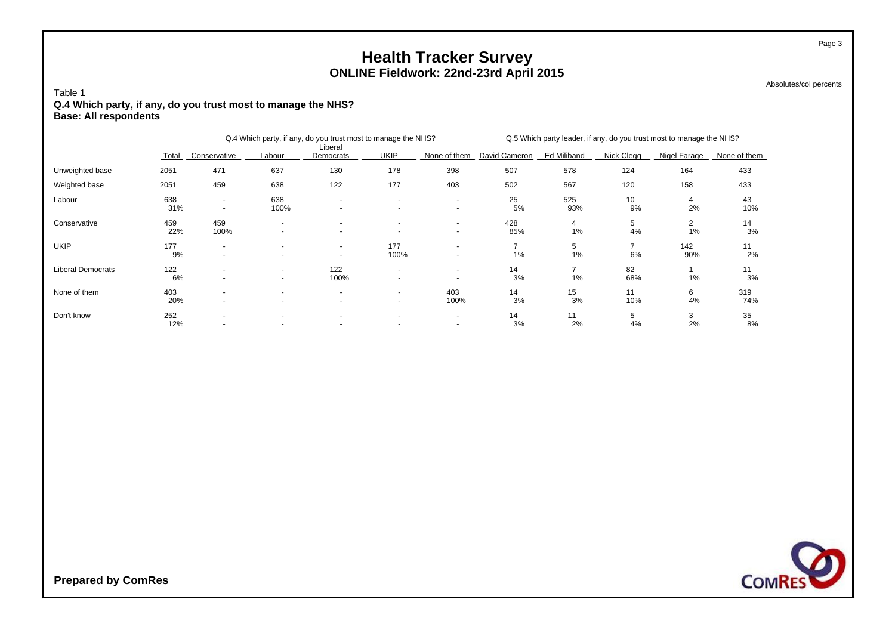# Health Tracker Survey

## ONLINE Fieldwork: 22nd-23rd April 2015

Absolutes/col percents

Table 1

**Q.4 Which party, if any, do you trust most to manage the NHS?**
**Base: All respondents**

| | | Q.4 Which party, if any, do you trust most to manage the NHS? | | | | | Q.5 Which party leader, if any, do you trust most to manage the NHS? | | | | |
|---|---|---|---|---|---|---|---|---|---|---|---|
| | Total | Conservative | Labour | Liberal Democrats | UKIP | None of them | David Cameron | Ed Miliband | Nick Clegg | Nigel Farage | None of them |
| Unweighted base | 2051 | 471 | 637 | 130 | 178 | 398 | 507 | 578 | 124 | 164 | 433 |
| Weighted base | 2051 | 459 | 638 | 122 | 177 | 403 | 502 | 567 | 120 | 158 | 433 |
| Labour | 638 | - | 638 | - | - | - | 25 | 525 | 10 | 4 | 43 |
| | 31% | - | 100% | - | - | - | 5% | 93% | 9% | 2% | 10% |
| Conservative | 459 | 459 | - | - | - | - | 428 | 4 | 5 | 2 | 14 |
| | 22% | 100% | - | - | - | - | 85% | 1% | 4% | 1% | 3% |
| UKIP | 177 | - | - | - | 177 | - | 7 | 5 | 7 | 142 | 11 |
| | 9% | - | - | - | 100% | - | 1% | 1% | 6% | 90% | 2% |
| Liberal Democrats | 122 | - | - | 122 | - | - | 14 | 7 | 82 | 1 | 11 |
| | 6% | - | - | 100% | - | - | 3% | 1% | 68% | 1% | 3% |
| None of them | 403 | - | - | - | - | 403 | 14 | 15 | 11 | 6 | 319 |
| | 20% | - | - | - | - | 100% | 3% | 3% | 10% | 4% | 74% |
| Don't know | 252 | - | - | - | - | - | 14 | 11 | 5 | 3 | 35 |
| | 12% | - | - | - | - | - | 3% | 2% | 4% | 2% | 8% |

**Prepared by ComRes**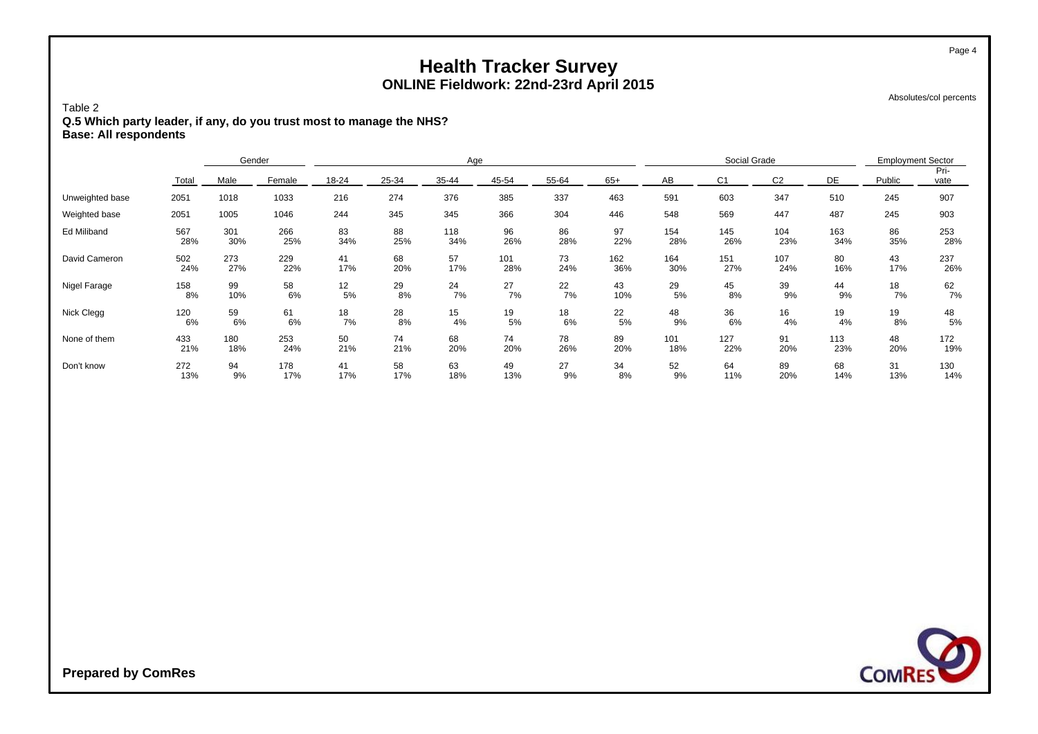# Health Tracker Survey
## ONLINE Fieldwork: 22nd-23rd April 2015

Absolutes/col percents

Table 2
**Q.5 Which party leader, if any, do you trust most to manage the NHS?**
**Base: All respondents**

| | | Gender | | Age | | | | | | Social Grade | | | | Employment Sector | |
|---|---|---|---|---|---|---|---|---|---|---|---|---|---|---|---|
| | Total | Male | Female | 18-24 | 25-34 | 35-44 | 45-54 | 55-64 | 65+ | AB | C1 | C2 | DE | Public | Pri-vate |
| Unweighted base | 2051 | 1018 | 1033 | 216 | 274 | 376 | 385 | 337 | 463 | 591 | 603 | 347 | 510 | 245 | 907 |
| Weighted base | 2051 | 1005 | 1046 | 244 | 345 | 345 | 366 | 304 | 446 | 548 | 569 | 447 | 487 | 245 | 903 |
| Ed Miliband | 567 | 301 | 266 | 83 | 88 | 118 | 96 | 86 | 97 | 154 | 145 | 104 | 163 | 86 | 253 |
| | 28% | 30% | 25% | 34% | 25% | 34% | 26% | 28% | 22% | 28% | 26% | 23% | 34% | 35% | 28% |
| David Cameron | 502 | 273 | 229 | 41 | 68 | 57 | 101 | 73 | 162 | 164 | 151 | 107 | 80 | 43 | 237 |
| | 24% | 27% | 22% | 17% | 20% | 17% | 28% | 24% | 36% | 30% | 27% | 24% | 16% | 17% | 26% |
| Nigel Farage | 158 | 99 | 58 | 12 | 29 | 24 | 27 | 22 | 43 | 29 | 45 | 39 | 44 | 18 | 62 |
| | 8% | 10% | 6% | 5% | 8% | 7% | 7% | 7% | 10% | 5% | 8% | 9% | 9% | 7% | 7% |
| Nick Clegg | 120 | 59 | 61 | 18 | 28 | 15 | 19 | 18 | 22 | 48 | 36 | 16 | 19 | 19 | 48 |
| | 6% | 6% | 6% | 7% | 8% | 4% | 5% | 6% | 5% | 9% | 6% | 4% | 4% | 8% | 5% |
| None of them | 433 | 180 | 253 | 50 | 74 | 68 | 74 | 78 | 89 | 101 | 127 | 91 | 113 | 48 | 172 |
| | 21% | 18% | 24% | 21% | 21% | 20% | 20% | 26% | 20% | 18% | 22% | 20% | 23% | 20% | 19% |
| Don't know | 272 | 94 | 178 | 41 | 58 | 63 | 49 | 27 | 34 | 52 | 64 | 89 | 68 | 31 | 130 |
| | 13% | 9% | 17% | 17% | 17% | 18% | 13% | 9% | 8% | 9% | 11% | 20% | 14% | 13% | 14% |

**Prepared by ComRes**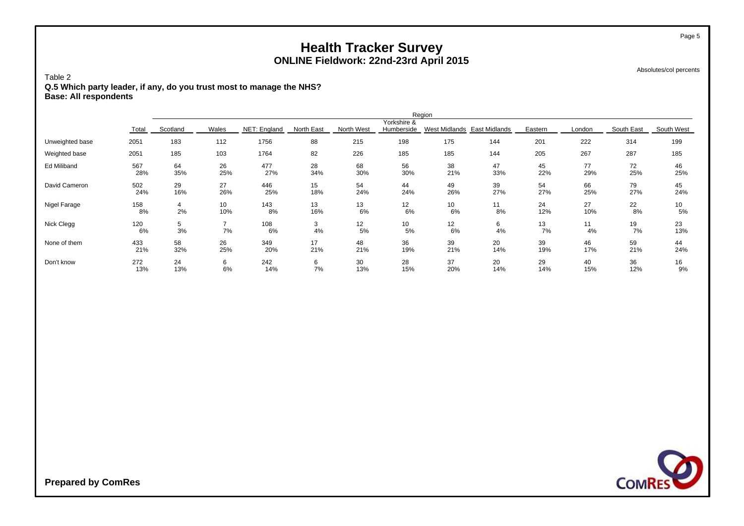# Health Tracker Survey
## ONLINE Fieldwork: 22nd-23rd April 2015

Absolutes/col percents

Table 2
**Q.5 Which party leader, if any, do you trust most to manage the NHS?**
**Base: All respondents**

| | | Region | | | | | | | | | | | |
|---|---|---|---|---|---|---|---|---|---|---|---|---|---|
| | Total | Scotland | Wales | NET: England | North East | North West | Yorkshire & Humberside | West Midlands | East Midlands | Eastern | London | South East | South West |
| Unweighted base | 2051 | 183 | 112 | 1756 | 88 | 215 | 198 | 175 | 144 | 201 | 222 | 314 | 199 |
| Weighted base | 2051 | 185 | 103 | 1764 | 82 | 226 | 185 | 185 | 144 | 205 | 267 | 287 | 185 |
| Ed Miliband | 567 | 64 | 26 | 477 | 28 | 68 | 56 | 38 | 47 | 45 | 77 | 72 | 46 |
| | 28% | 35% | 25% | 27% | 34% | 30% | 30% | 21% | 33% | 22% | 29% | 25% | 25% |
| David Cameron | 502 | 29 | 27 | 446 | 15 | 54 | 44 | 49 | 39 | 54 | 66 | 79 | 45 |
| | 24% | 16% | 26% | 25% | 18% | 24% | 24% | 26% | 27% | 27% | 25% | 27% | 24% |
| Nigel Farage | 158 | 4 | 10 | 143 | 13 | 13 | 12 | 10 | 11 | 24 | 27 | 22 | 10 |
| | 8% | 2% | 10% | 8% | 16% | 6% | 6% | 6% | 8% | 12% | 10% | 8% | 5% |
| Nick Clegg | 120 | 5 | 7 | 108 | 3 | 12 | 10 | 12 | 6 | 13 | 11 | 19 | 23 |
| | 6% | 3% | 7% | 6% | 4% | 5% | 5% | 6% | 4% | 7% | 4% | 7% | 13% |
| None of them | 433 | 58 | 26 | 349 | 17 | 48 | 36 | 39 | 20 | 39 | 46 | 59 | 44 |
| | 21% | 32% | 25% | 20% | 21% | 21% | 19% | 21% | 14% | 19% | 17% | 21% | 24% |
| Don't know | 272 | 24 | 6 | 242 | 6 | 30 | 28 | 37 | 20 | 29 | 40 | 36 | 16 |
| | 13% | 13% | 6% | 14% | 7% | 13% | 15% | 20% | 14% | 14% | 15% | 12% | 9% |

**Prepared by ComRes**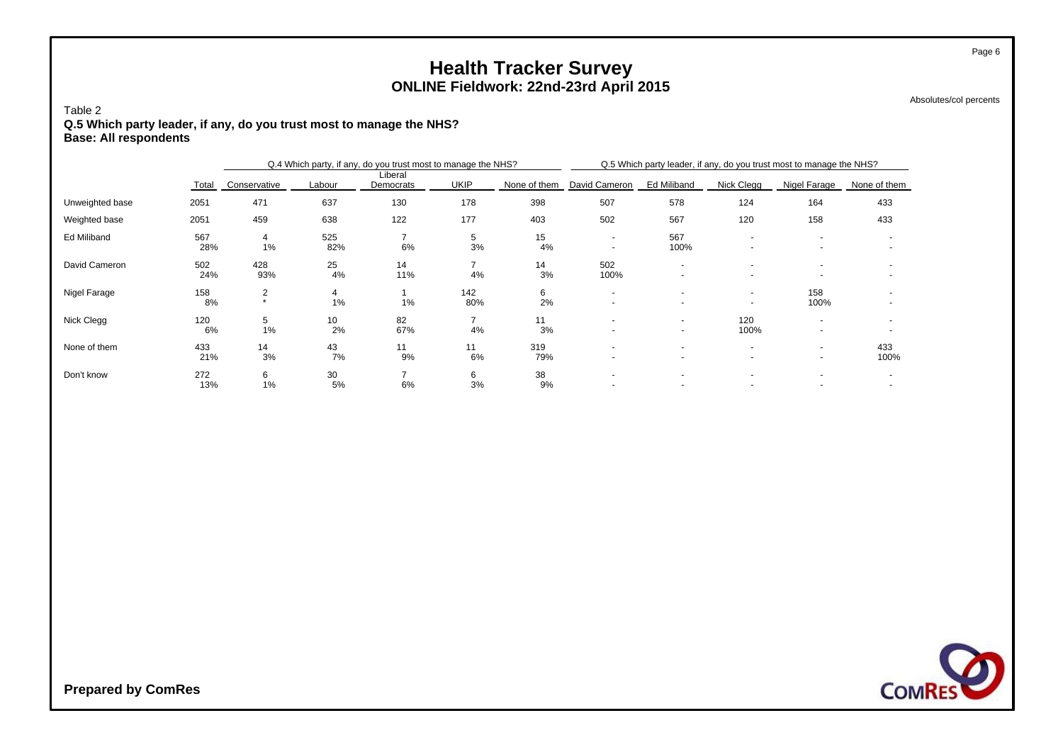# Health Tracker Survey
## ONLINE Fieldwork: 22nd-23rd April 2015

Absolutes/col percents

Table 2
**Q.5 Which party leader, if any, do you trust most to manage the NHS?**
**Base: All respondents**

| | | Q.4 Which party, if any, do you trust most to manage the NHS? | | | | | Q.5 Which party leader, if any, do you trust most to manage the NHS? | | | | |
|---|---|---|---|---|---|---|---|---|---|---|---|
| | Total | Conservative | Labour | Liberal Democrats | UKIP | None of them | David Cameron | Ed Miliband | Nick Clegg | Nigel Farage | None of them |
| Unweighted base | 2051 | 471 | 637 | 130 | 178 | 398 | 507 | 578 | 124 | 164 | 433 |
| Weighted base | 2051 | 459 | 638 | 122 | 177 | 403 | 502 | 567 | 120 | 158 | 433 |
| Ed Miliband | 567 | 4 | 525 | 7 | 5 | 15 | - | 567 | - | - | - |
| | 28% | 1% | 82% | 6% | 3% | 4% | - | 100% | - | - | - |
| David Cameron | 502 | 428 | 25 | 14 | 7 | 14 | 502 | - | - | - | - |
| | 24% | 93% | 4% | 11% | 4% | 3% | 100% | - | - | - | - |
| Nigel Farage | 158 | 2 | 4 | 1 | 142 | 6 | - | - | - | 158 | - |
| | 8% | * | 1% | 1% | 80% | 2% | - | - | - | 100% | - |
| Nick Clegg | 120 | 5 | 10 | 82 | 7 | 11 | - | - | 120 | - | - |
| | 6% | 1% | 2% | 67% | 4% | 3% | - | - | 100% | - | - |
| None of them | 433 | 14 | 43 | 11 | 11 | 319 | - | - | - | - | 433 |
| | 21% | 3% | 7% | 9% | 6% | 79% | - | - | - | - | 100% |
| Don't know | 272 | 6 | 30 | 7 | 6 | 38 | - | - | - | - | - |
| | 13% | 1% | 5% | 6% | 3% | 9% | - | - | - | - | - |

**Prepared by ComRes**